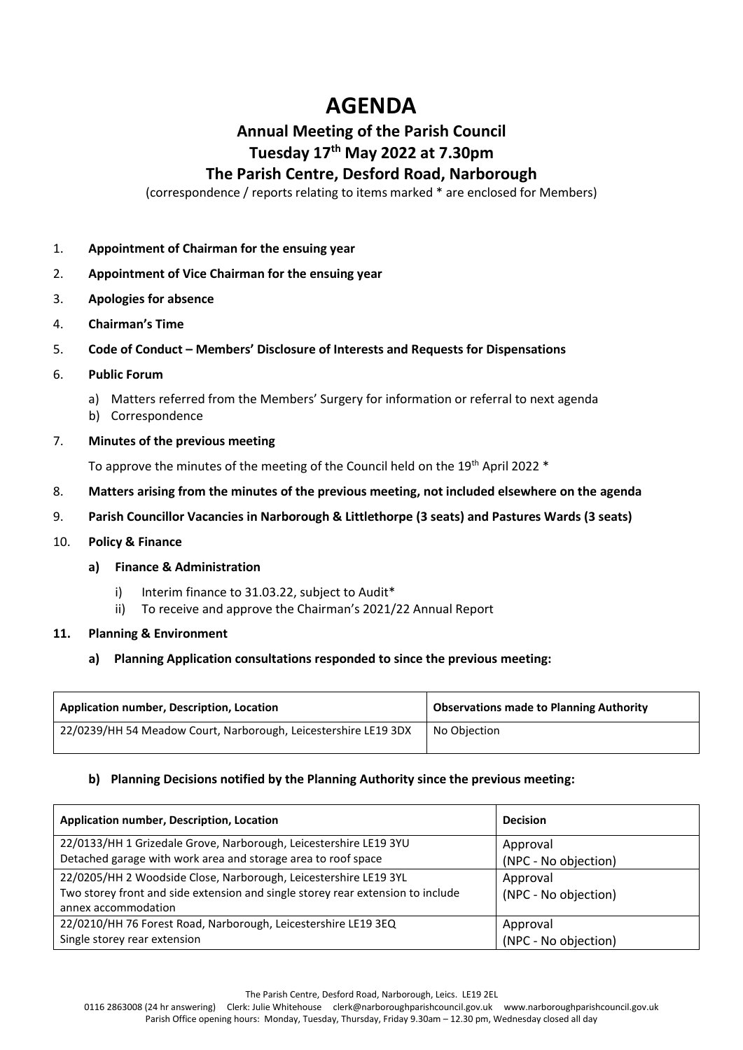# AGENDA

## Annual Meeting of the Parish Council

## Tuesday 17th May 2022 at 7.30pm

## The Parish Centre, Desford Road, Narborough

(correspondence / reports relating to items marked * are enclosed for Members)

1. **Appointment of Chairman for the ensuing year**
2. **Appointment of Vice Chairman for the ensuing year**
3. **Apologies for absence**
4. **Chairman's Time**
5. **Code of Conduct – Members' Disclosure of Interests and Requests for Dispensations**
6. **Public Forum**
   a) Matters referred from the Members' Surgery for information or referral to next agenda
   b) Correspondence
7. **Minutes of the previous meeting**

   To approve the minutes of the meeting of the Council held on the 19th April 2022 *
8. **Matters arising from the minutes of the previous meeting, not included elsewhere on the agenda**
9. **Parish Councillor Vacancies in Narborough & Littlethorpe (3 seats) and Pastures Wards (3 seats)**
10. **Policy & Finance**

    **a) Finance & Administration**

    i) Interim finance to 31.03.22, subject to Audit*
    ii) To receive and approve the Chairman's 2021/22 Annual Report

11. **Planning & Environment**

    **a) Planning Application consultations responded to since the previous meeting:**

| Application number, Description, Location | Observations made to Planning Authority |
| --- | --- |
| 22/0239/HH 54 Meadow Court, Narborough, Leicestershire LE19 3DX | No Objection |

**b) Planning Decisions notified by the Planning Authority since the previous meeting:**

| Application number, Description, Location | Decision |
| --- | --- |
| 22/0133/HH 1 Grizedale Grove, Narborough, Leicestershire LE19 3YU<br>Detached garage with work area and storage area to roof space | Approval<br>(NPC - No objection) |
| 22/0205/HH 2 Woodside Close, Narborough, Leicestershire LE19 3YL<br>Two storey front and side extension and single storey rear extension to include annex accommodation | Approval<br>(NPC - No objection) |
| 22/0210/HH 76 Forest Road, Narborough, Leicestershire LE19 3EQ<br>Single storey rear extension | Approval<br>(NPC - No objection) |

The Parish Centre, Desford Road, Narborough, Leics. LE19 2EL

0116 2863008 (24 hr answering) Clerk: Julie Whitehouse clerk@narboroughparishcouncil.gov.uk www.narboroughparishcouncil.gov.uk

Parish Office opening hours: Monday, Tuesday, Thursday, Friday 9.30am – 12.30 pm, Wednesday closed all day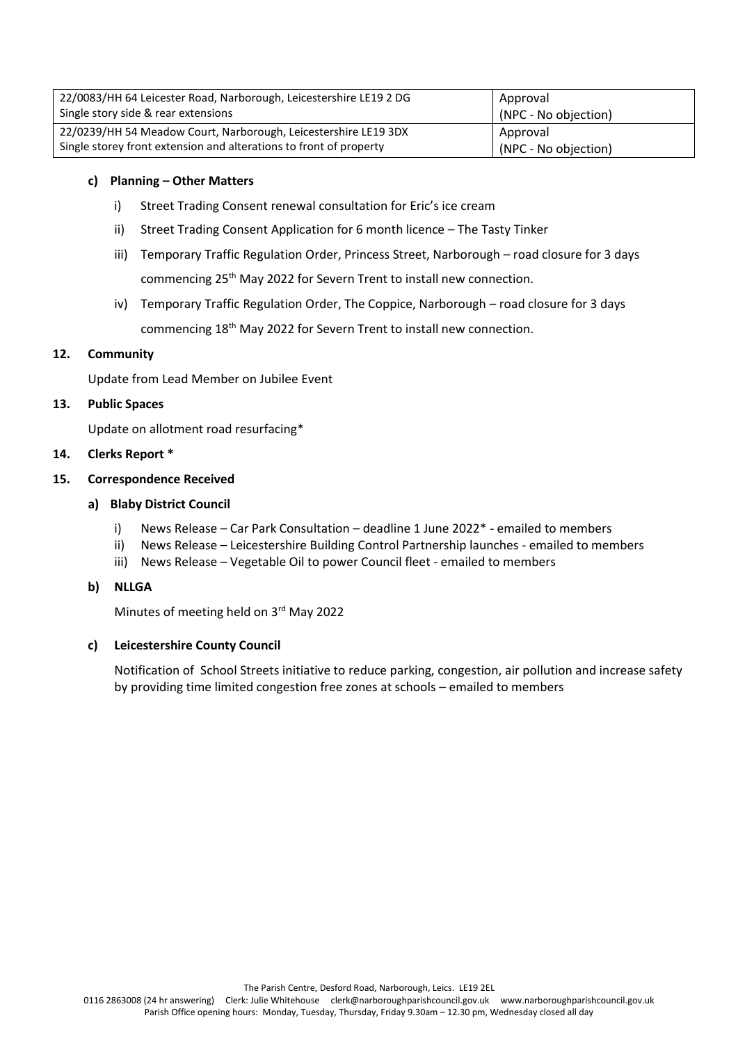| | |
|---|---|
| 22/0083/HH 64 Leicester Road, Narborough, Leicestershire LE19 2 DG<br>Single story side & rear extensions | Approval<br>(NPC - No objection) |
| 22/0239/HH 54 Meadow Court, Narborough, Leicestershire LE19 3DX<br>Single storey front extension and alterations to front of property | Approval<br>(NPC - No objection) |

**c) Planning – Other Matters**

i) Street Trading Consent renewal consultation for Eric's ice cream

ii) Street Trading Consent Application for 6 month licence – The Tasty Tinker

iii) Temporary Traffic Regulation Order, Princess Street, Narborough – road closure for 3 days commencing 25th May 2022 for Severn Trent to install new connection.

iv) Temporary Traffic Regulation Order, The Coppice, Narborough – road closure for 3 days commencing 18th May 2022 for Severn Trent to install new connection.

**12. Community**

Update from Lead Member on Jubilee Event

**13. Public Spaces**

Update on allotment road resurfacing*

**14. Clerks Report ***

**15. Correspondence Received**

**a) Blaby District Council**

i) News Release – Car Park Consultation – deadline 1 June 2022* - emailed to members
ii) News Release – Leicestershire Building Control Partnership launches - emailed to members
iii) News Release – Vegetable Oil to power Council fleet - emailed to members

**b) NLLGA**

Minutes of meeting held on 3rd May 2022

**c) Leicestershire County Council**

Notification of School Streets initiative to reduce parking, congestion, air pollution and increase safety by providing time limited congestion free zones at schools – emailed to members